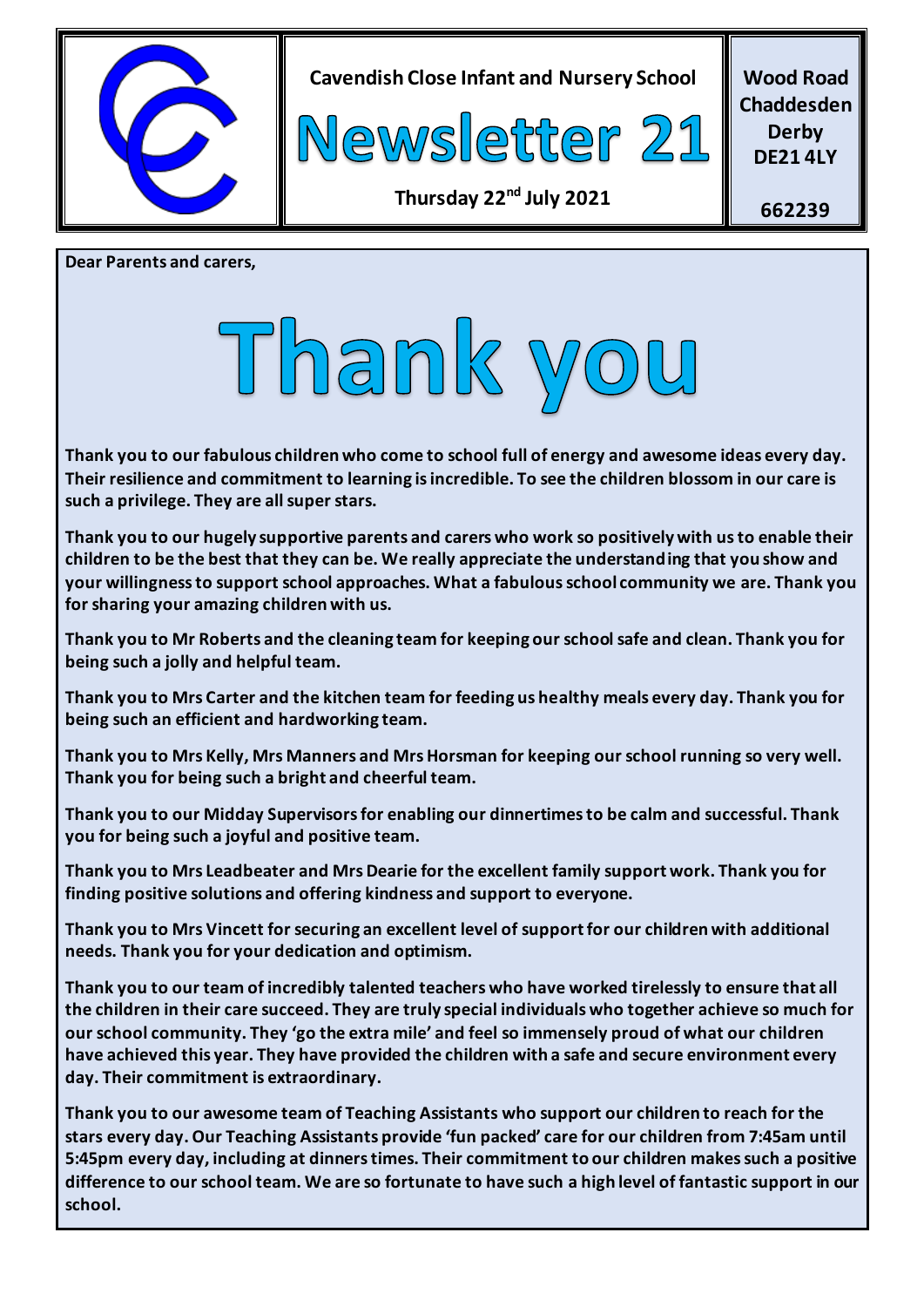**Cavendish Close Infant and Nursery School**

# Newsletter 21

**Thursday 22nd July 2021**

**Wood Road**
**Chaddesden**
**Derby**
**DE21 4LY**

**662239**

**Dear Parents and carers,**

# Thank you

**Thank you to our fabulous children who come to school full of energy and awesome ideas every day. Their resilience and commitment to learning is incredible. To see the children blossom in our care is such a privilege. They are all super stars.**

**Thank you to our hugely supportive parents and carers who work so positively with us to enable their children to be the best that they can be. We really appreciate the understanding that you show and your willingness to support school approaches. What a fabulous school community we are. Thank you for sharing your amazing children with us.**

**Thank you to Mr Roberts and the cleaning team for keeping our school safe and clean. Thank you for being such a jolly and helpful team.**

**Thank you to Mrs Carter and the kitchen team for feeding us healthy meals every day. Thank you for being such an efficient and hardworking team.**

**Thank you to Mrs Kelly, Mrs Manners and Mrs Horsman for keeping our school running so very well. Thank you for being such a bright and cheerful team.**

**Thank you to our Midday Supervisors for enabling our dinnertimes to be calm and successful. Thank you for being such a joyful and positive team.**

**Thank you to Mrs Leadbeater and Mrs Dearie for the excellent family support work. Thank you for finding positive solutions and offering kindness and support to everyone.**

**Thank you to Mrs Vincett for securing an excellent level of support for our children with additional needs. Thank you for your dedication and optimism.**

**Thank you to our team of incredibly talented teachers who have worked tirelessly to ensure that all the children in their care succeed. They are truly special individuals who together achieve so much for our school community. They 'go the extra mile' and feel so immensely proud of what our children have achieved this year. They have provided the children with a safe and secure environment every day. Their commitment is extraordinary.**

**Thank you to our awesome team of Teaching Assistants who support our children to reach for the stars every day. Our Teaching Assistants provide 'fun packed' care for our children from 7:45am until 5:45pm every day, including at dinners times. Their commitment to our children makes such a positive difference to our school team. We are so fortunate to have such a high level of fantastic support in our school.**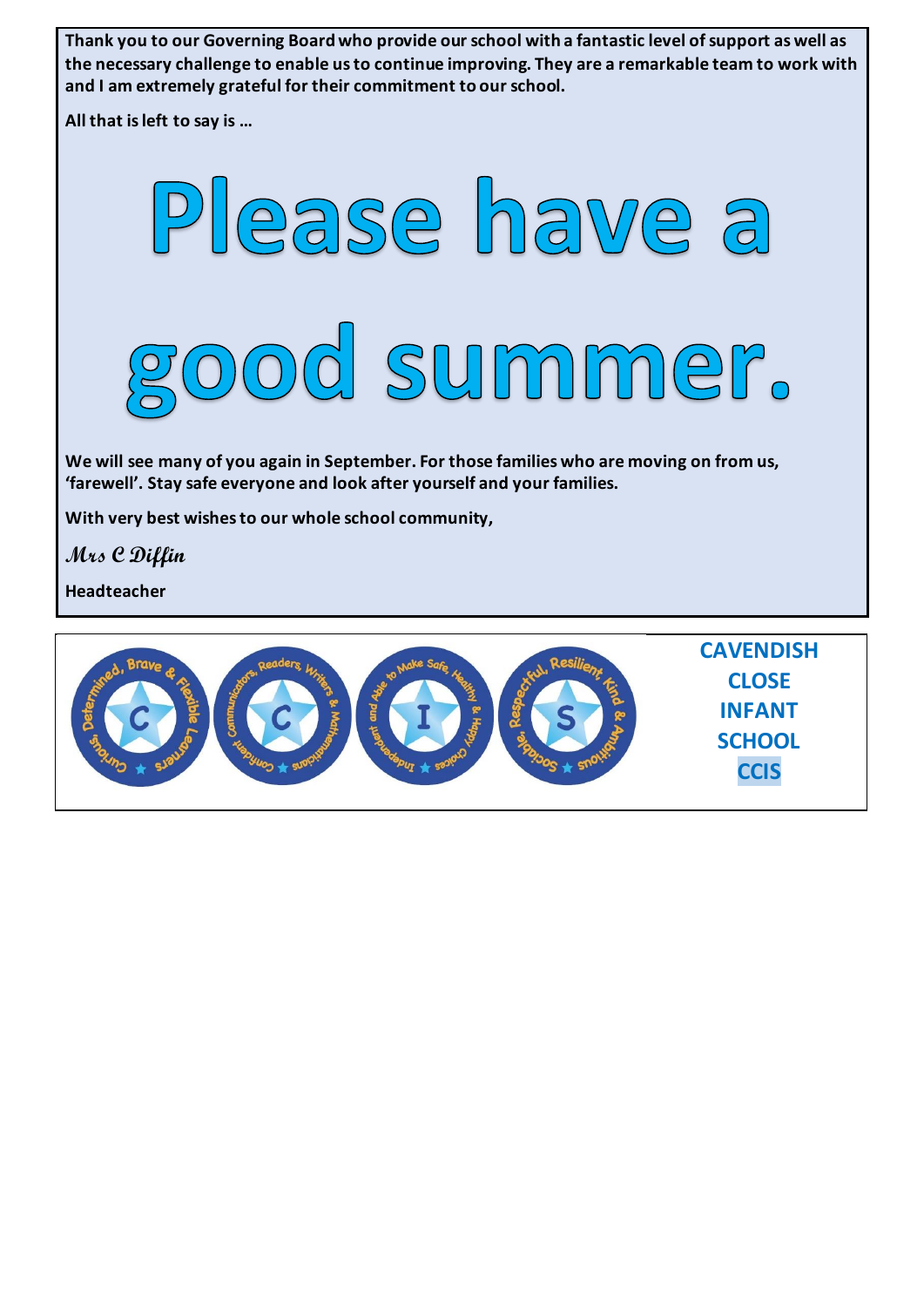**Thank you to our Governing Board who provide our school with a fantastic level of support as well as the necessary challenge to enable us to continue improving. They are a remarkable team to work with and I am extremely grateful for their commitment to our school.**

**All that is left to say is …**

# Please have a good summer.

**We will see many of you again in September. For those families who are moving on from us, 'farewell'. Stay safe everyone and look after yourself and your families.**

**With very best wishes to our whole school community,**

***Mrs C Diffin***

**Headteacher**

**CAVENDISH CLOSE INFANT SCHOOL**

**CCIS**